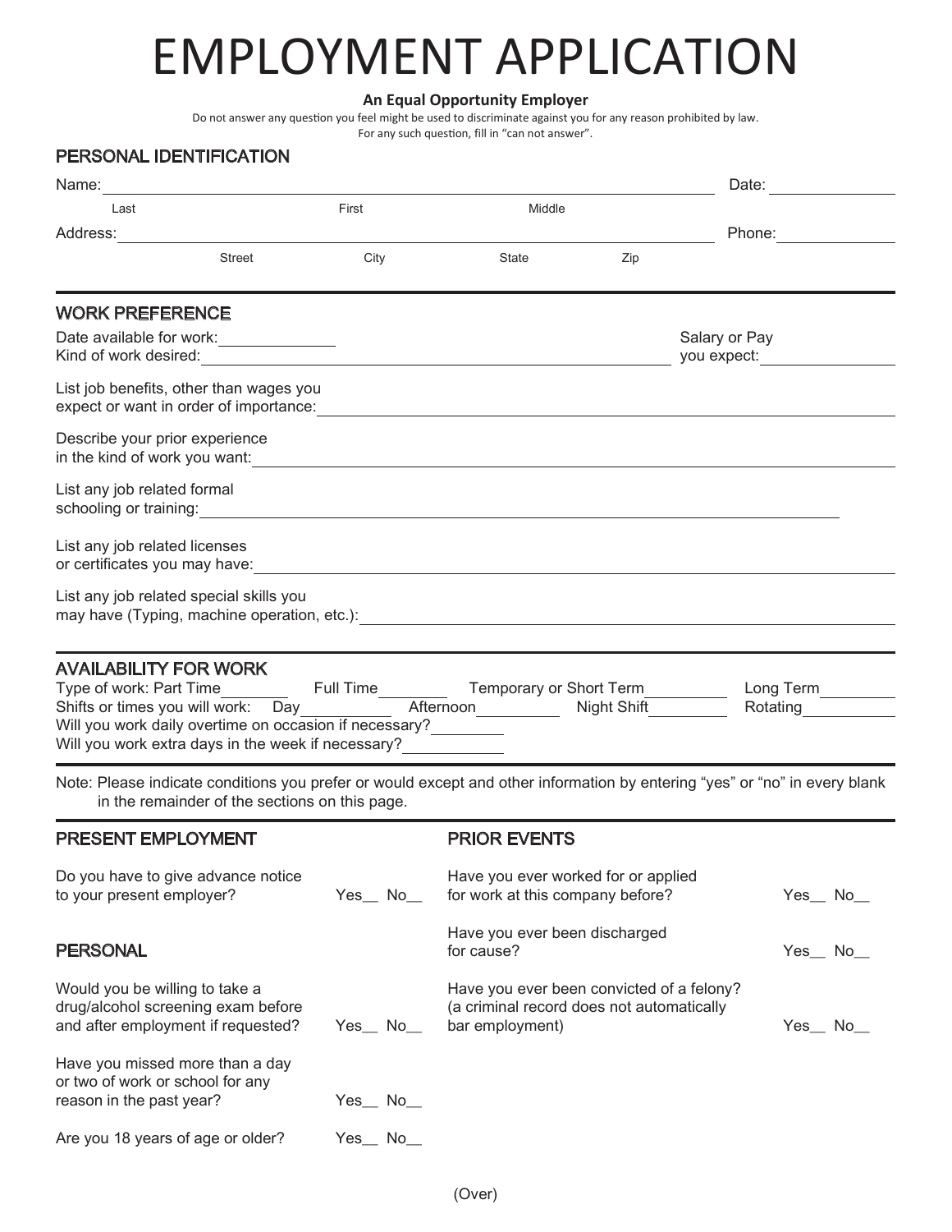# EMPLOYMENT APPLICATION

**An Equal Opportunity Employer**

Do not answer any question you feel might be used to discriminate against you for any reason prohibited by law.
For any such question, fill in "can not answer".

## PERSONAL IDENTIFICATION

Name: ______________________________________________ Date: ____________
Last First Middle

Address: ____________________________________________ Phone: ____________
Street City State Zip

## WORK PREFERENCE

Date available for work: ____________
Kind of work desired: ______________________________________

Salary or Pay you expect: ____________

List job benefits, other than wages you expect or want in order of importance: ______________________________

Describe your prior experience in the kind of work you want: ______________________________

List any job related formal schooling or training: ______________________________

List any job related licenses or certificates you may have: ______________________________

List any job related special skills you may have (Typing, machine operation, etc.): ______________________________

## AVAILABILITY FOR WORK

Type of work: Part Time ________ Full Time ________ Temporary or Short Term ________ Long Term ________

Shifts or times you will work: Day ________ Afternoon ________ Night Shift ________ Rotating ________

Will you work daily overtime on occasion if necessary? ________

Will you work extra days in the week if necessary? ________

Note: Please indicate conditions you prefer or would except and other information by entering "yes" or "no" in every blank in the remainder of the sections on this page.

## PRESENT EMPLOYMENT

Do you have to give advance notice to your present employer? Yes__ No__

## PERSONAL

Would you be willing to take a drug/alcohol screening exam before and after employment if requested? Yes__ No__

Have you missed more than a day or two of work or school for any reason in the past year? Yes__ No__

Are you 18 years of age or older? Yes__ No__

## PRIOR EVENTS

Have you ever worked for or applied for work at this company before? Yes__ No__

Have you ever been discharged for cause? Yes__ No__

Have you ever been convicted of a felony? (a criminal record does not automatically bar employment) Yes__ No__

(Over)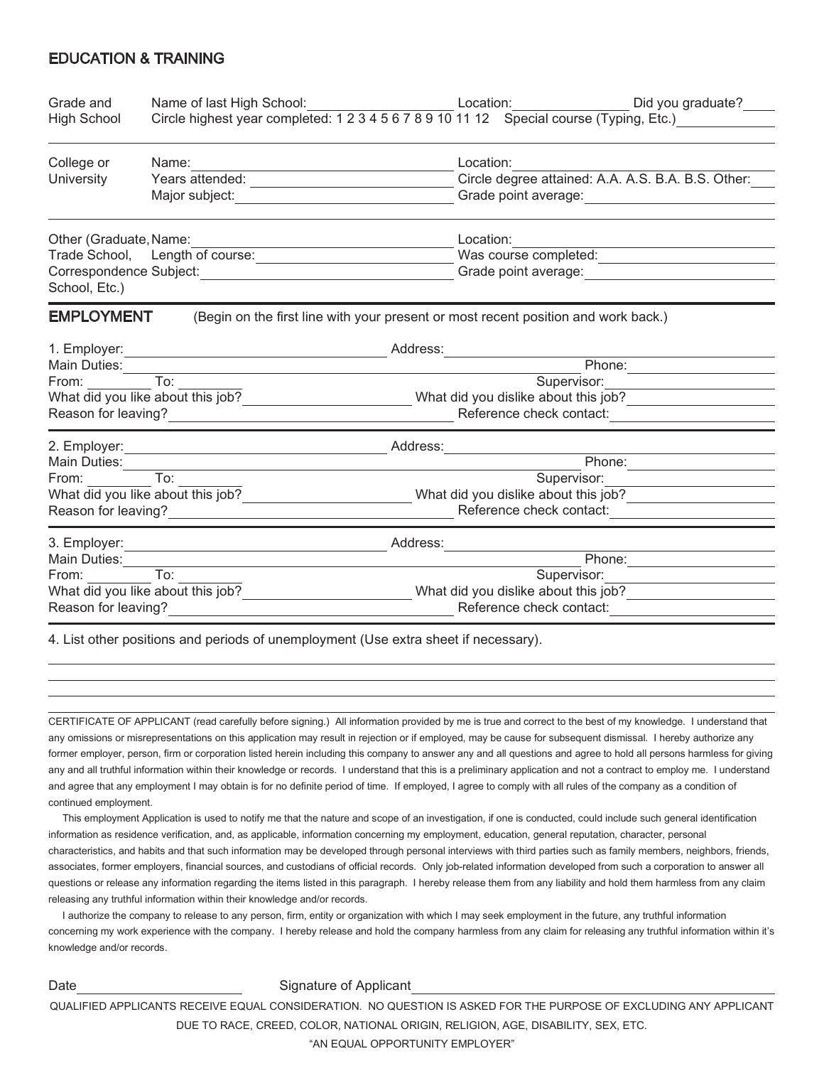## EDUCATION & TRAINING

Grade and High School — Name of last High School: \_\_\_\_\_\_\_\_\_\_ Location: \_\_\_\_\_\_\_\_\_\_ Did you graduate? \_\_\_\_\_
Circle highest year completed: 1 2 3 4 5 6 7 8 9 10 11 12 Special course (Typing, Etc.) \_\_\_\_\_\_\_\_\_\_

College or University — Name: \_\_\_\_\_\_\_\_\_\_ Location: \_\_\_\_\_\_\_\_\_\_
Years attended: \_\_\_\_\_\_\_\_\_\_ Circle degree attained: A.A. A.S. B.A. B.S. Other: \_\_\_\_\_
Major subject: \_\_\_\_\_\_\_\_\_\_ Grade point average: \_\_\_\_\_\_\_\_\_\_

Other (Graduate, Trade School, Correspondence School, Etc.) — Name: \_\_\_\_\_\_\_\_\_\_ Location: \_\_\_\_\_\_\_\_\_\_
Length of course: \_\_\_\_\_\_\_\_\_\_ Was course completed: \_\_\_\_\_\_\_\_\_\_
Subject: \_\_\_\_\_\_\_\_\_\_ Grade point average: \_\_\_\_\_\_\_\_\_\_

## EMPLOYMENT

(Begin on the first line with your present or most recent position and work back.)

1. Employer: \_\_\_\_\_\_\_\_\_\_ Address: \_\_\_\_\_\_\_\_\_\_
Main Duties: \_\_\_\_\_\_\_\_\_\_ Phone: \_\_\_\_\_\_\_\_\_\_
From: \_\_\_\_\_ To: \_\_\_\_\_ Supervisor: \_\_\_\_\_\_\_\_\_\_
What did you like about this job? \_\_\_\_\_\_\_\_\_\_ What did you dislike about this job? \_\_\_\_\_\_\_\_\_\_
Reason for leaving? \_\_\_\_\_\_\_\_\_\_ Reference check contact: \_\_\_\_\_\_\_\_\_\_

2. Employer: \_\_\_\_\_\_\_\_\_\_ Address: \_\_\_\_\_\_\_\_\_\_
Main Duties: \_\_\_\_\_\_\_\_\_\_ Phone: \_\_\_\_\_\_\_\_\_\_
From: \_\_\_\_\_ To: \_\_\_\_\_ Supervisor: \_\_\_\_\_\_\_\_\_\_
What did you like about this job? \_\_\_\_\_\_\_\_\_\_ What did you dislike about this job? \_\_\_\_\_\_\_\_\_\_
Reason for leaving? \_\_\_\_\_\_\_\_\_\_ Reference check contact: \_\_\_\_\_\_\_\_\_\_

3. Employer: \_\_\_\_\_\_\_\_\_\_ Address: \_\_\_\_\_\_\_\_\_\_
Main Duties: \_\_\_\_\_\_\_\_\_\_ Phone: \_\_\_\_\_\_\_\_\_\_
From: \_\_\_\_\_ To: \_\_\_\_\_ Supervisor: \_\_\_\_\_\_\_\_\_\_
What did you like about this job? \_\_\_\_\_\_\_\_\_\_ What did you dislike about this job? \_\_\_\_\_\_\_\_\_\_
Reason for leaving? \_\_\_\_\_\_\_\_\_\_ Reference check contact: \_\_\_\_\_\_\_\_\_\_

4. List other positions and periods of unemployment (Use extra sheet if necessary).

\_\_\_\_\_\_\_\_\_\_\_\_\_\_\_\_\_\_\_\_\_\_\_\_\_\_\_\_\_\_\_\_\_\_\_\_\_\_\_\_
\_\_\_\_\_\_\_\_\_\_\_\_\_\_\_\_\_\_\_\_\_\_\_\_\_\_\_\_\_\_\_\_\_\_\_\_\_\_\_\_
\_\_\_\_\_\_\_\_\_\_\_\_\_\_\_\_\_\_\_\_\_\_\_\_\_\_\_\_\_\_\_\_\_\_\_\_\_\_\_\_

CERTIFICATE OF APPLICANT (read carefully before signing.) All information provided by me is true and correct to the best of my knowledge. I understand that any omissions or misrepresentations on this application may result in rejection or if employed, may be cause for subsequent dismissal. I hereby authorize any former employer, person, firm or corporation listed herein including this company to answer any and all questions and agree to hold all persons harmless for giving any and all truthful information within their knowledge or records. I understand that this is a preliminary application and not a contract to employ me. I understand and agree that any employment I may obtain is for no definite period of time. If employed, I agree to comply with all rules of the company as a condition of continued employment.

This employment Application is used to notify me that the nature and scope of an investigation, if one is conducted, could include such general identification information as residence verification, and, as applicable, information concerning my employment, education, general reputation, character, personal characteristics, and habits and that such information may be developed through personal interviews with third parties such as family members, neighbors, friends, associates, former employers, financial sources, and custodians of official records. Only job-related information developed from such a corporation to answer all questions or release any information regarding the items listed in this paragraph. I hereby release them from any liability and hold them harmless from any claim releasing any truthful information within their knowledge and/or records.

I authorize the company to release to any person, firm, entity or organization with which I may seek employment in the future, any truthful information concerning my work experience with the company. I hereby release and hold the company harmless from any claim for releasing any truthful information within it's knowledge and/or records.

Date \_\_\_\_\_\_\_\_\_\_ Signature of Applicant \_\_\_\_\_\_\_\_\_\_\_\_\_\_\_\_\_\_\_\_

QUALIFIED APPLICANTS RECEIVE EQUAL CONSIDERATION. NO QUESTION IS ASKED FOR THE PURPOSE OF EXCLUDING ANY APPLICANT DUE TO RACE, CREED, COLOR, NATIONAL ORIGIN, RELIGION, AGE, DISABILITY, SEX, ETC.

"AN EQUAL OPPORTUNITY EMPLOYER"